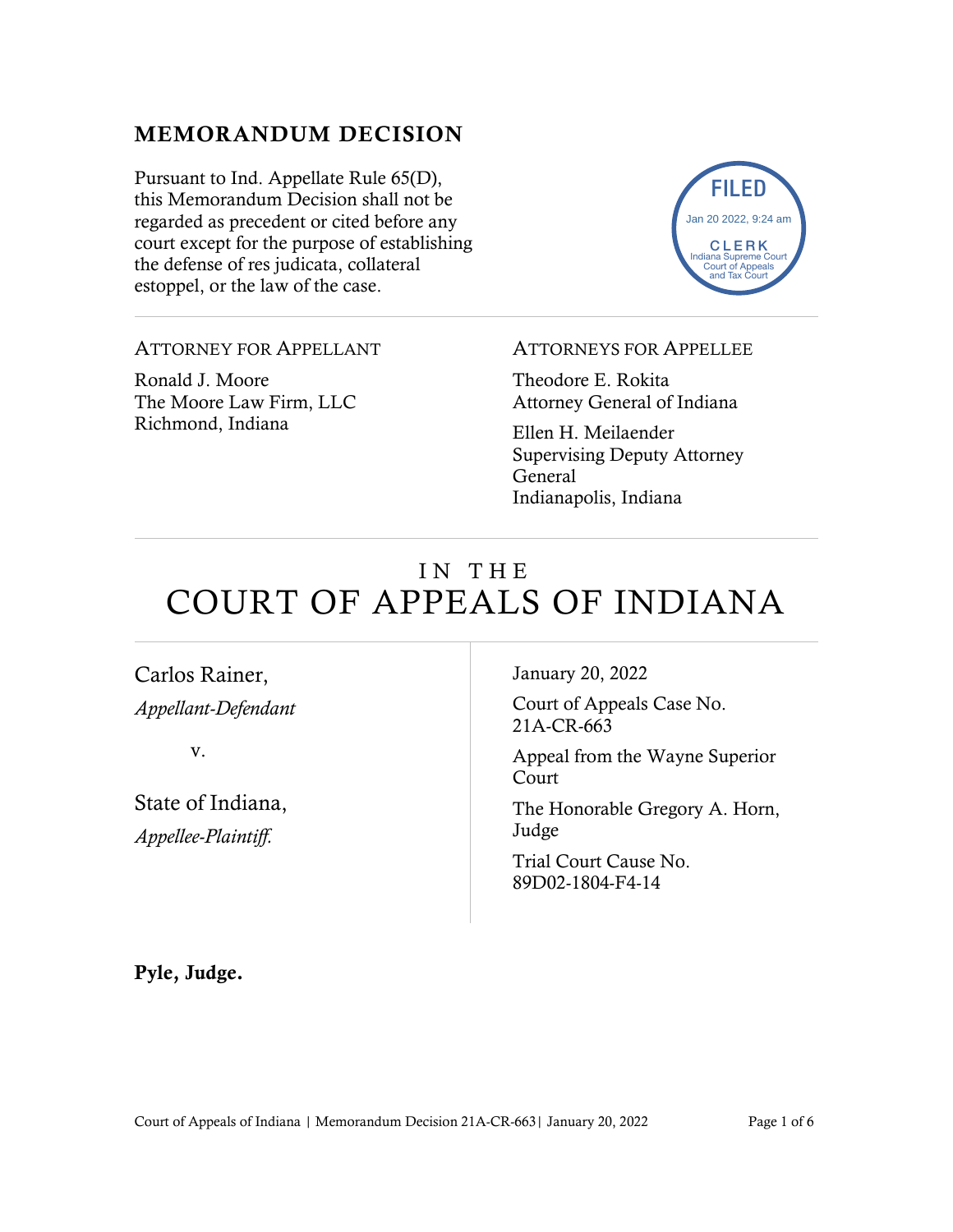## MEMORANDUM DECISION

Pursuant to Ind. Appellate Rule 65(D), this Memorandum Decision shall not be regarded as precedent or cited before any court except for the purpose of establishing the defense of res judicata, collateral estoppel, or the law of the case.

FILED
Jan 20 2022, 9:24 am
CLERK
Indiana Supreme Court
Court of Appeals
and Tax Court

---

ATTORNEY FOR APPELLANT

Ronald J. Moore
The Moore Law Firm, LLC
Richmond, Indiana

ATTORNEYS FOR APPELLEE

Theodore E. Rokita
Attorney General of Indiana

Ellen H. Meilaender
Supervising Deputy Attorney General
Indianapolis, Indiana

---

# IN THE COURT OF APPEALS OF INDIANA

Carlos Rainer,
*Appellant-Defendant*

v.

State of Indiana,
*Appellee-Plaintiff.*

January 20, 2022

Court of Appeals Case No. 21A-CR-663

Appeal from the Wayne Superior Court

The Honorable Gregory A. Horn, Judge

Trial Court Cause No. 89D02-1804-F4-14

**Pyle, Judge.**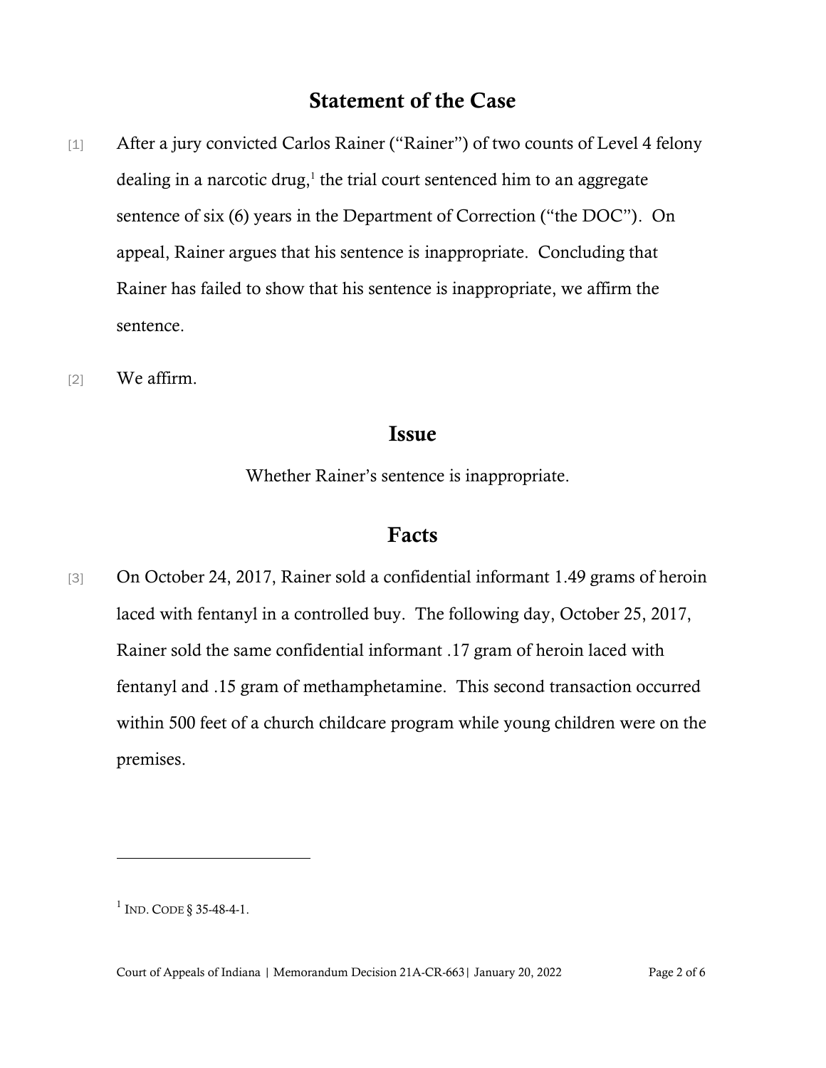## Statement of the Case

[1] After a jury convicted Carlos Rainer ("Rainer") of two counts of Level 4 felony dealing in a narcotic drug,[1] the trial court sentenced him to an aggregate sentence of six (6) years in the Department of Correction ("the DOC"). On appeal, Rainer argues that his sentence is inappropriate. Concluding that Rainer has failed to show that his sentence is inappropriate, we affirm the sentence.

[2] We affirm.

## Issue

Whether Rainer's sentence is inappropriate.

## Facts

[3] On October 24, 2017, Rainer sold a confidential informant 1.49 grams of heroin laced with fentanyl in a controlled buy. The following day, October 25, 2017, Rainer sold the same confidential informant .17 gram of heroin laced with fentanyl and .15 gram of methamphetamine. This second transaction occurred within 500 feet of a church childcare program while young children were on the premises.

---

[1] IND. CODE § 35-48-4-1.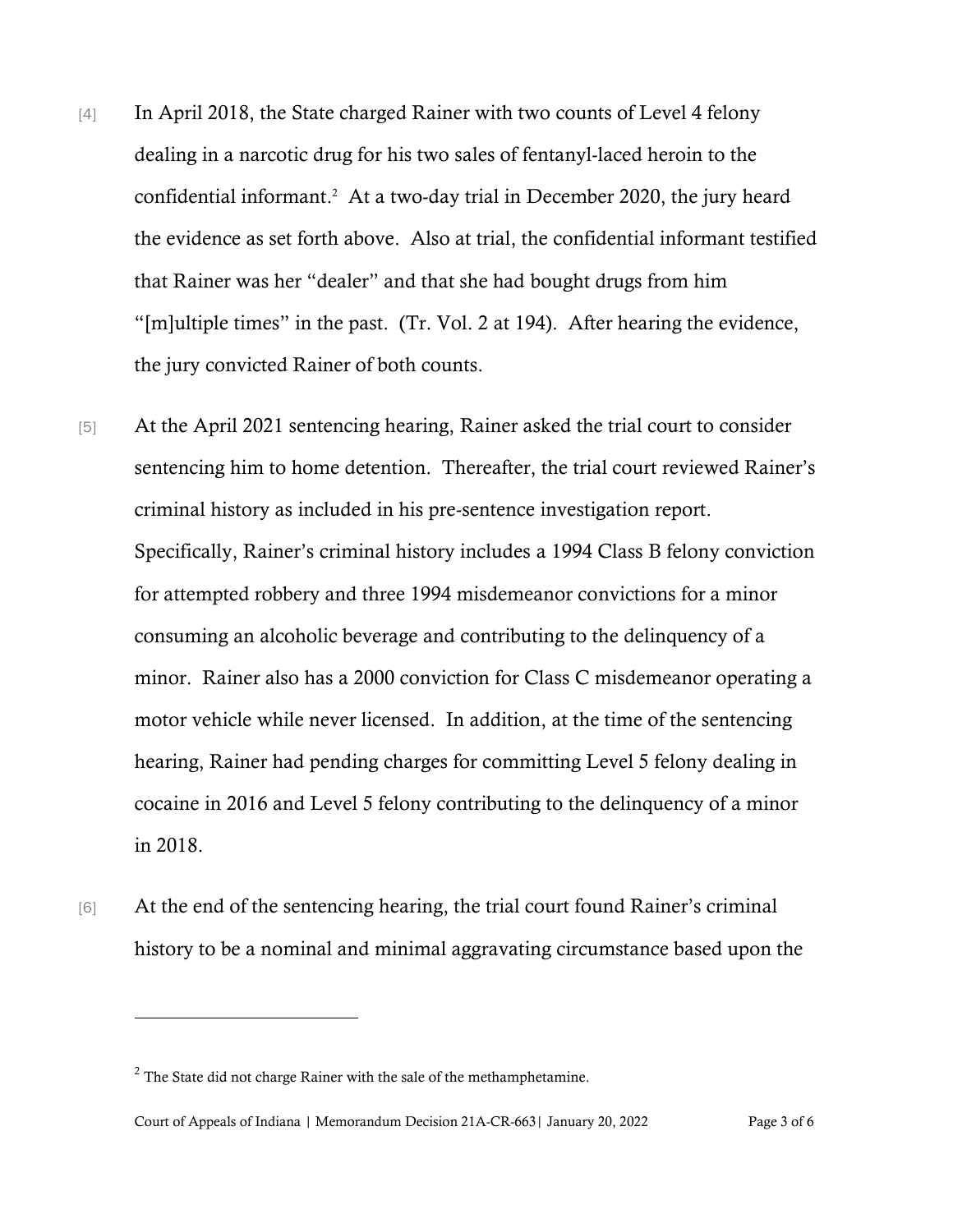[4] In April 2018, the State charged Rainer with two counts of Level 4 felony dealing in a narcotic drug for his two sales of fentanyl-laced heroin to the confidential informant.[2] At a two-day trial in December 2020, the jury heard the evidence as set forth above. Also at trial, the confidential informant testified that Rainer was her "dealer" and that she had bought drugs from him "[m]ultiple times" in the past. (Tr. Vol. 2 at 194). After hearing the evidence, the jury convicted Rainer of both counts.

[5] At the April 2021 sentencing hearing, Rainer asked the trial court to consider sentencing him to home detention. Thereafter, the trial court reviewed Rainer's criminal history as included in his pre-sentence investigation report. Specifically, Rainer's criminal history includes a 1994 Class B felony conviction for attempted robbery and three 1994 misdemeanor convictions for a minor consuming an alcoholic beverage and contributing to the delinquency of a minor. Rainer also has a 2000 conviction for Class C misdemeanor operating a motor vehicle while never licensed. In addition, at the time of the sentencing hearing, Rainer had pending charges for committing Level 5 felony dealing in cocaine in 2016 and Level 5 felony contributing to the delinquency of a minor in 2018.

[6] At the end of the sentencing hearing, the trial court found Rainer's criminal history to be a nominal and minimal aggravating circumstance based upon the

---

[2] The State did not charge Rainer with the sale of the methamphetamine.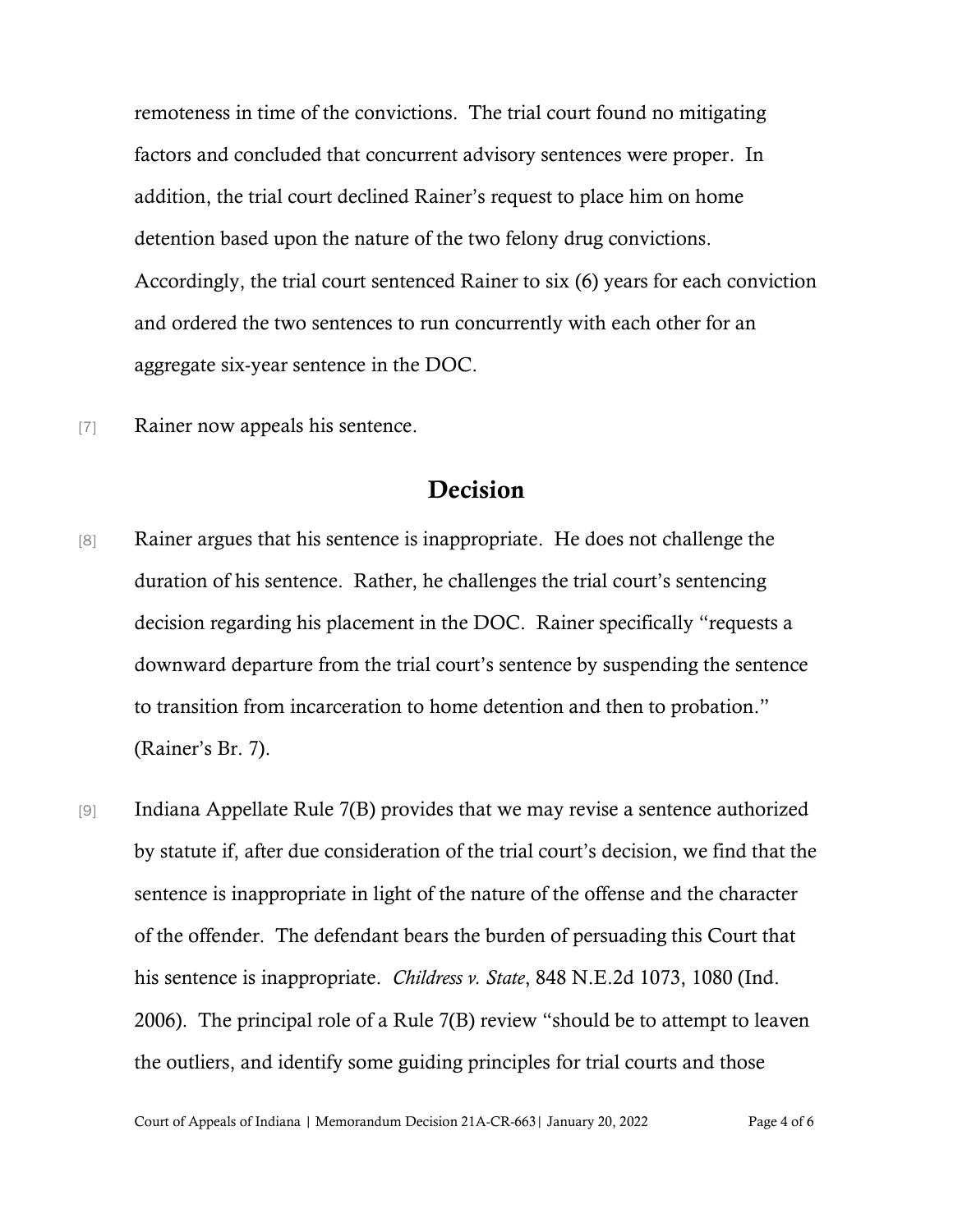remoteness in time of the convictions. The trial court found no mitigating factors and concluded that concurrent advisory sentences were proper. In addition, the trial court declined Rainer's request to place him on home detention based upon the nature of the two felony drug convictions. Accordingly, the trial court sentenced Rainer to six (6) years for each conviction and ordered the two sentences to run concurrently with each other for an aggregate six-year sentence in the DOC.

[7] Rainer now appeals his sentence.

## Decision

[8] Rainer argues that his sentence is inappropriate. He does not challenge the duration of his sentence. Rather, he challenges the trial court's sentencing decision regarding his placement in the DOC. Rainer specifically "requests a downward departure from the trial court's sentence by suspending the sentence to transition from incarceration to home detention and then to probation." (Rainer's Br. 7).

[9] Indiana Appellate Rule 7(B) provides that we may revise a sentence authorized by statute if, after due consideration of the trial court's decision, we find that the sentence is inappropriate in light of the nature of the offense and the character of the offender. The defendant bears the burden of persuading this Court that his sentence is inappropriate. *Childress v. State*, 848 N.E.2d 1073, 1080 (Ind. 2006). The principal role of a Rule 7(B) review "should be to attempt to leaven the outliers, and identify some guiding principles for trial courts and those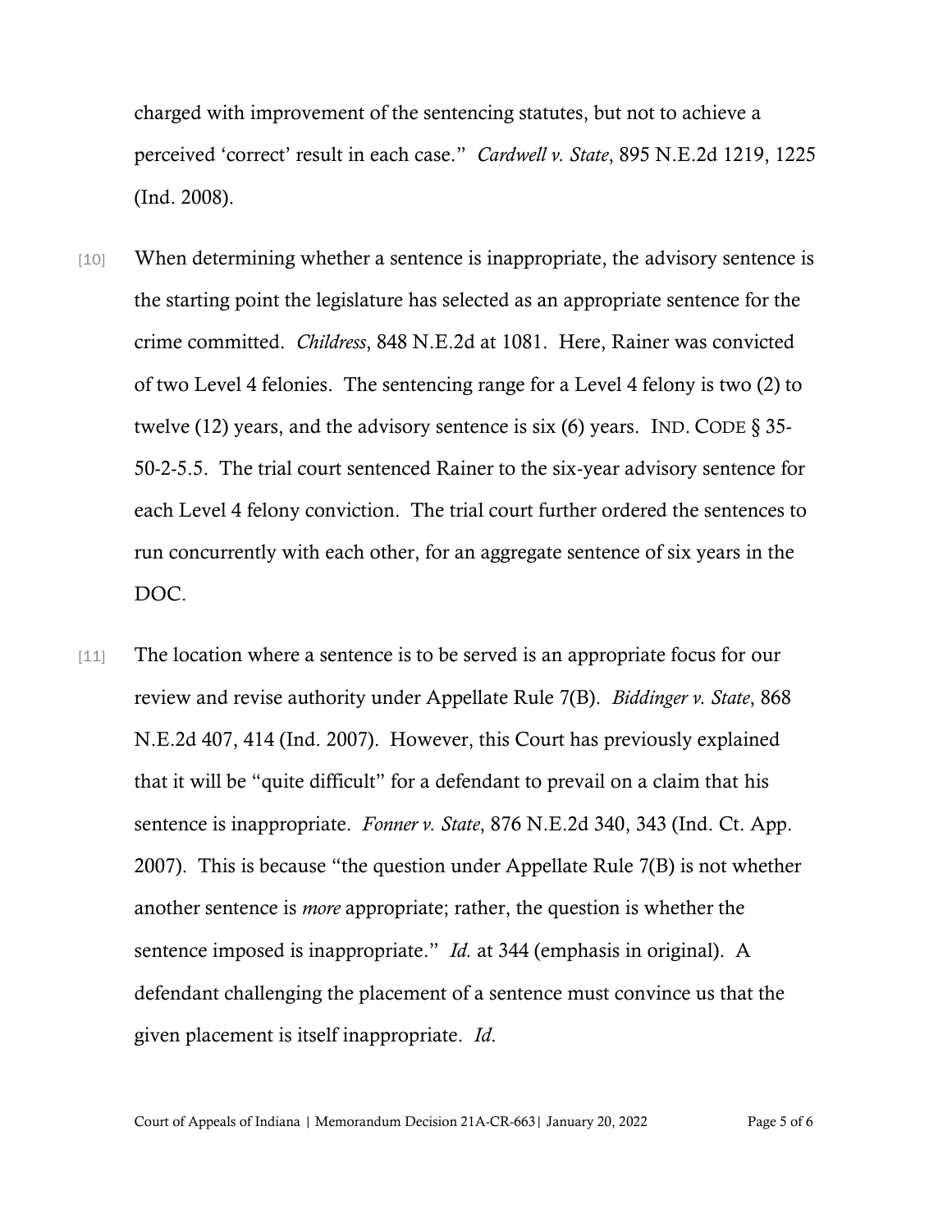charged with improvement of the sentencing statutes, but not to achieve a perceived 'correct' result in each case." *Cardwell v. State*, 895 N.E.2d 1219, 1225 (Ind. 2008).

[10] When determining whether a sentence is inappropriate, the advisory sentence is the starting point the legislature has selected as an appropriate sentence for the crime committed. *Childress*, 848 N.E.2d at 1081. Here, Rainer was convicted of two Level 4 felonies. The sentencing range for a Level 4 felony is two (2) to twelve (12) years, and the advisory sentence is six (6) years. IND. CODE § 35-50-2-5.5. The trial court sentenced Rainer to the six-year advisory sentence for each Level 4 felony conviction. The trial court further ordered the sentences to run concurrently with each other, for an aggregate sentence of six years in the DOC.

[11] The location where a sentence is to be served is an appropriate focus for our review and revise authority under Appellate Rule 7(B). *Biddinger v. State*, 868 N.E.2d 407, 414 (Ind. 2007). However, this Court has previously explained that it will be "quite difficult" for a defendant to prevail on a claim that his sentence is inappropriate. *Fonner v. State*, 876 N.E.2d 340, 343 (Ind. Ct. App. 2007). This is because "the question under Appellate Rule 7(B) is not whether another sentence is *more* appropriate; rather, the question is whether the sentence imposed is inappropriate." *Id.* at 344 (emphasis in original). A defendant challenging the placement of a sentence must convince us that the given placement is itself inappropriate. *Id.*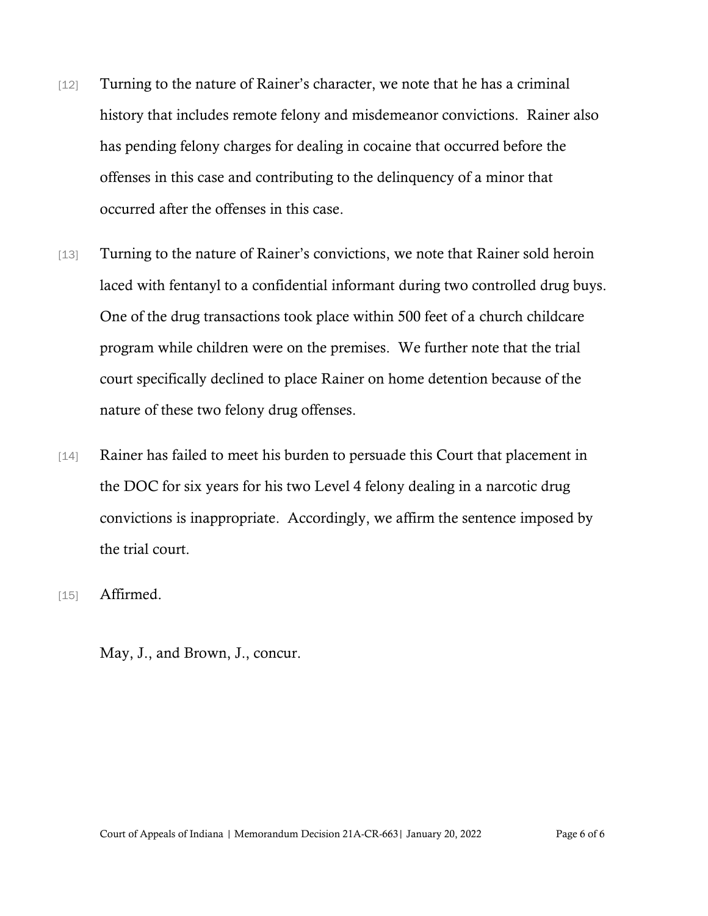[12] Turning to the nature of Rainer's character, we note that he has a criminal history that includes remote felony and misdemeanor convictions. Rainer also has pending felony charges for dealing in cocaine that occurred before the offenses in this case and contributing to the delinquency of a minor that occurred after the offenses in this case.

[13] Turning to the nature of Rainer's convictions, we note that Rainer sold heroin laced with fentanyl to a confidential informant during two controlled drug buys. One of the drug transactions took place within 500 feet of a church childcare program while children were on the premises. We further note that the trial court specifically declined to place Rainer on home detention because of the nature of these two felony drug offenses.

[14] Rainer has failed to meet his burden to persuade this Court that placement in the DOC for six years for his two Level 4 felony dealing in a narcotic drug convictions is inappropriate. Accordingly, we affirm the sentence imposed by the trial court.

[15] Affirmed.

May, J., and Brown, J., concur.